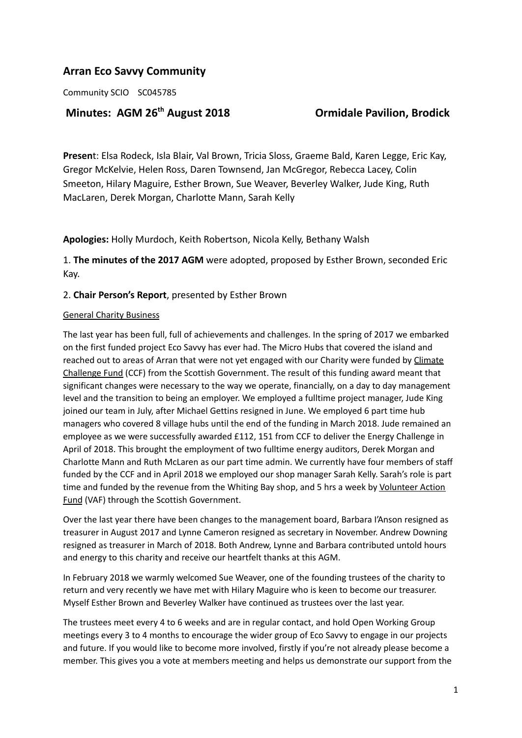## Arran Eco Savvy Community

Community SCIO SC045785

### Minutes: AGM 26th August 2018 — Ormidale Pavilion, Brodick

**Present**: Elsa Rodeck, Isla Blair, Val Brown, Tricia Sloss, Graeme Bald, Karen Legge, Eric Kay, Gregor McKelvie, Helen Ross, Daren Townsend, Jan McGregor, Rebecca Lacey, Colin Smeeton, Hilary Maguire, Esther Brown, Sue Weaver, Beverley Walker, Jude King, Ruth MacLaren, Derek Morgan, Charlotte Mann, Sarah Kelly

**Apologies:** Holly Murdoch, Keith Robertson, Nicola Kelly, Bethany Walsh

1. **The minutes of the 2017 AGM** were adopted, proposed by Esther Brown, seconded Eric Kay.

2. **Chair Person's Report**, presented by Esther Brown

General Charity Business

The last year has been full, full of achievements and challenges. In the spring of 2017 we embarked on the first funded project Eco Savvy has ever had. The Micro Hubs that covered the island and reached out to areas of Arran that were not yet engaged with our Charity were funded by Climate Challenge Fund (CCF) from the Scottish Government. The result of this funding award meant that significant changes were necessary to the way we operate, financially, on a day to day management level and the transition to being an employer. We employed a fulltime project manager, Jude King joined our team in July, after Michael Gettins resigned in June. We employed 6 part time hub managers who covered 8 village hubs until the end of the funding in March 2018. Jude remained an employee as we were successfully awarded £112, 151 from CCF to deliver the Energy Challenge in April of 2018. This brought the employment of two fulltime energy auditors, Derek Morgan and Charlotte Mann and Ruth McLaren as our part time admin. We currently have four members of staff funded by the CCF and in April 2018 we employed our shop manager Sarah Kelly. Sarah's role is part time and funded by the revenue from the Whiting Bay shop, and 5 hrs a week by Volunteer Action Fund (VAF) through the Scottish Government.

Over the last year there have been changes to the management board, Barbara I'Anson resigned as treasurer in August 2017 and Lynne Cameron resigned as secretary in November. Andrew Downing resigned as treasurer in March of 2018. Both Andrew, Lynne and Barbara contributed untold hours and energy to this charity and receive our heartfelt thanks at this AGM.

In February 2018 we warmly welcomed Sue Weaver, one of the founding trustees of the charity to return and very recently we have met with Hilary Maguire who is keen to become our treasurer. Myself Esther Brown and Beverley Walker have continued as trustees over the last year.

The trustees meet every 4 to 6 weeks and are in regular contact, and hold Open Working Group meetings every 3 to 4 months to encourage the wider group of Eco Savvy to engage in our projects and future. If you would like to become more involved, firstly if you're not already please become a member. This gives you a vote at members meeting and helps us demonstrate our support from the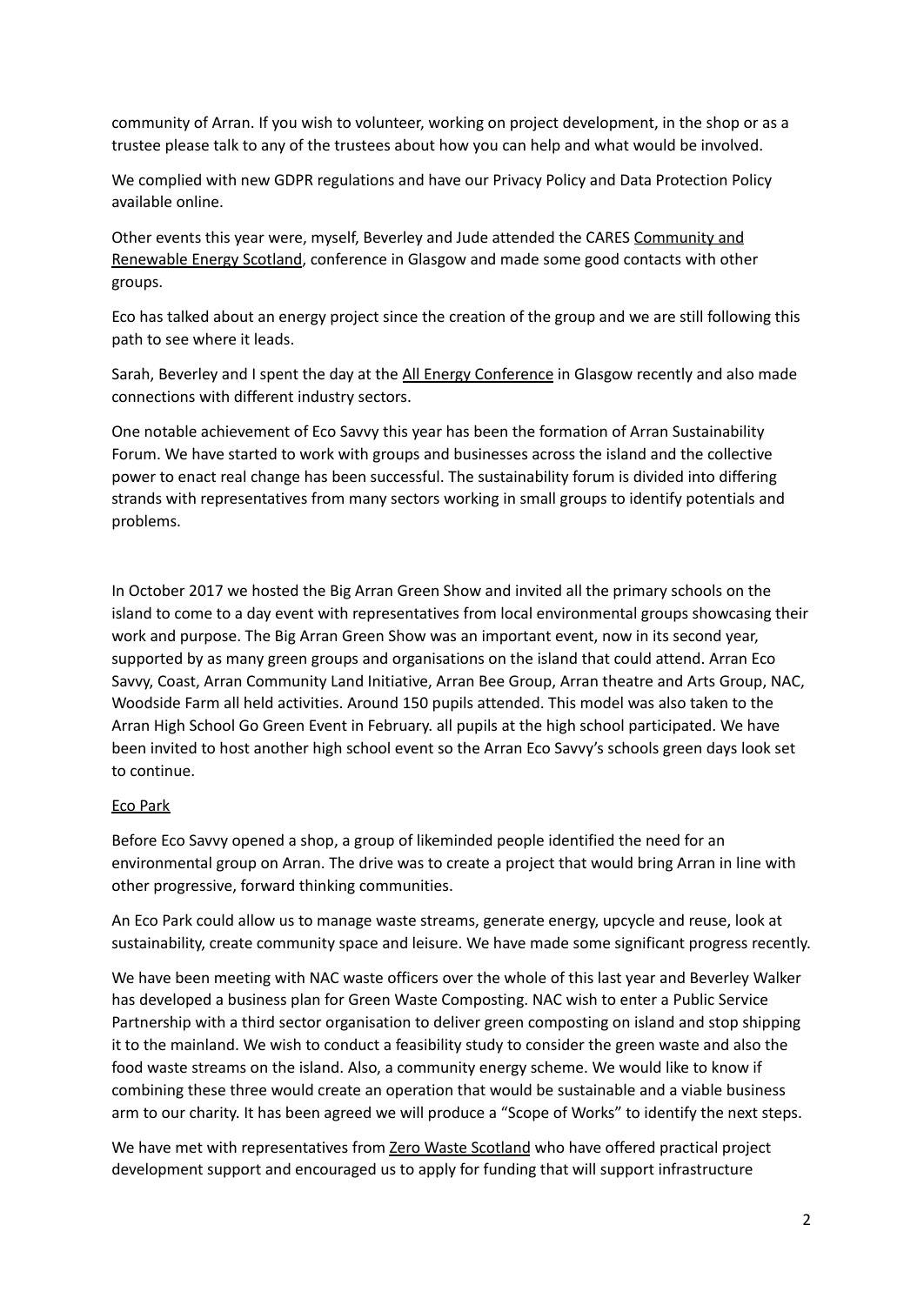community of Arran. If you wish to volunteer, working on project development, in the shop or as a trustee please talk to any of the trustees about how you can help and what would be involved.

We complied with new GDPR regulations and have our Privacy Policy and Data Protection Policy available online.

Other events this year were, myself, Beverley and Jude attended the CARES Community and Renewable Energy Scotland, conference in Glasgow and made some good contacts with other groups.

Eco has talked about an energy project since the creation of the group and we are still following this path to see where it leads.

Sarah, Beverley and I spent the day at the All Energy Conference in Glasgow recently and also made connections with different industry sectors.

One notable achievement of Eco Savvy this year has been the formation of Arran Sustainability Forum. We have started to work with groups and businesses across the island and the collective power to enact real change has been successful. The sustainability forum is divided into differing strands with representatives from many sectors working in small groups to identify potentials and problems.

In October 2017 we hosted the Big Arran Green Show and invited all the primary schools on the island to come to a day event with representatives from local environmental groups showcasing their work and purpose. The Big Arran Green Show was an important event, now in its second year, supported by as many green groups and organisations on the island that could attend. Arran Eco Savvy, Coast, Arran Community Land Initiative, Arran Bee Group, Arran theatre and Arts Group, NAC, Woodside Farm all held activities. Around 150 pupils attended. This model was also taken to the Arran High School Go Green Event in February. all pupils at the high school participated. We have been invited to host another high school event so the Arran Eco Savvy's schools green days look set to continue.

## Eco Park

Before Eco Savvy opened a shop, a group of likeminded people identified the need for an environmental group on Arran. The drive was to create a project that would bring Arran in line with other progressive, forward thinking communities.

An Eco Park could allow us to manage waste streams, generate energy, upcycle and reuse, look at sustainability, create community space and leisure. We have made some significant progress recently.

We have been meeting with NAC waste officers over the whole of this last year and Beverley Walker has developed a business plan for Green Waste Composting. NAC wish to enter a Public Service Partnership with a third sector organisation to deliver green composting on island and stop shipping it to the mainland. We wish to conduct a feasibility study to consider the green waste and also the food waste streams on the island. Also, a community energy scheme. We would like to know if combining these three would create an operation that would be sustainable and a viable business arm to our charity. It has been agreed we will produce a "Scope of Works" to identify the next steps.

We have met with representatives from Zero Waste Scotland who have offered practical project development support and encouraged us to apply for funding that will support infrastructure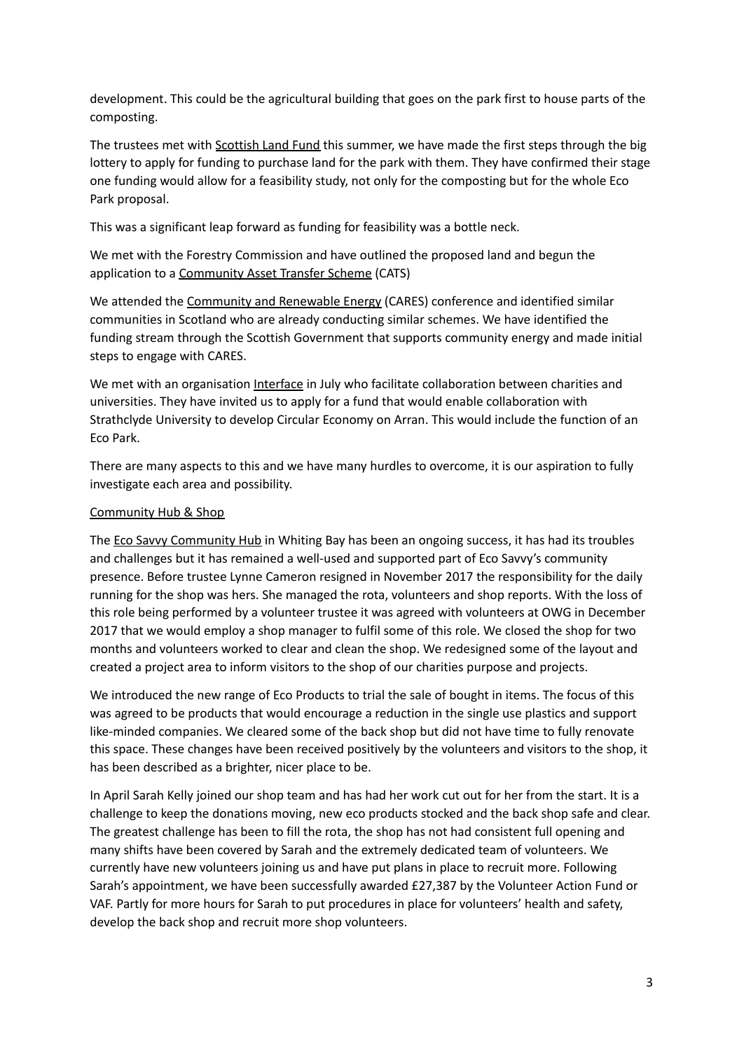development. This could be the agricultural building that goes on the park first to house parts of the composting.

The trustees met with Scottish Land Fund this summer, we have made the first steps through the big lottery to apply for funding to purchase land for the park with them. They have confirmed their stage one funding would allow for a feasibility study, not only for the composting but for the whole Eco Park proposal.

This was a significant leap forward as funding for feasibility was a bottle neck.

We met with the Forestry Commission and have outlined the proposed land and begun the application to a Community Asset Transfer Scheme (CATS)

We attended the Community and Renewable Energy (CARES) conference and identified similar communities in Scotland who are already conducting similar schemes. We have identified the funding stream through the Scottish Government that supports community energy and made initial steps to engage with CARES.

We met with an organisation Interface in July who facilitate collaboration between charities and universities. They have invited us to apply for a fund that would enable collaboration with Strathclyde University to develop Circular Economy on Arran. This would include the function of an Eco Park.

There are many aspects to this and we have many hurdles to overcome, it is our aspiration to fully investigate each area and possibility.

## Community Hub & Shop

The Eco Savvy Community Hub in Whiting Bay has been an ongoing success, it has had its troubles and challenges but it has remained a well-used and supported part of Eco Savvy's community presence. Before trustee Lynne Cameron resigned in November 2017 the responsibility for the daily running for the shop was hers. She managed the rota, volunteers and shop reports. With the loss of this role being performed by a volunteer trustee it was agreed with volunteers at OWG in December 2017 that we would employ a shop manager to fulfil some of this role. We closed the shop for two months and volunteers worked to clear and clean the shop. We redesigned some of the layout and created a project area to inform visitors to the shop of our charities purpose and projects.

We introduced the new range of Eco Products to trial the sale of bought in items. The focus of this was agreed to be products that would encourage a reduction in the single use plastics and support like-minded companies. We cleared some of the back shop but did not have time to fully renovate this space. These changes have been received positively by the volunteers and visitors to the shop, it has been described as a brighter, nicer place to be.

In April Sarah Kelly joined our shop team and has had her work cut out for her from the start. It is a challenge to keep the donations moving, new eco products stocked and the back shop safe and clear. The greatest challenge has been to fill the rota, the shop has not had consistent full opening and many shifts have been covered by Sarah and the extremely dedicated team of volunteers. We currently have new volunteers joining us and have put plans in place to recruit more. Following Sarah's appointment, we have been successfully awarded £27,387 by the Volunteer Action Fund or VAF. Partly for more hours for Sarah to put procedures in place for volunteers' health and safety, develop the back shop and recruit more shop volunteers.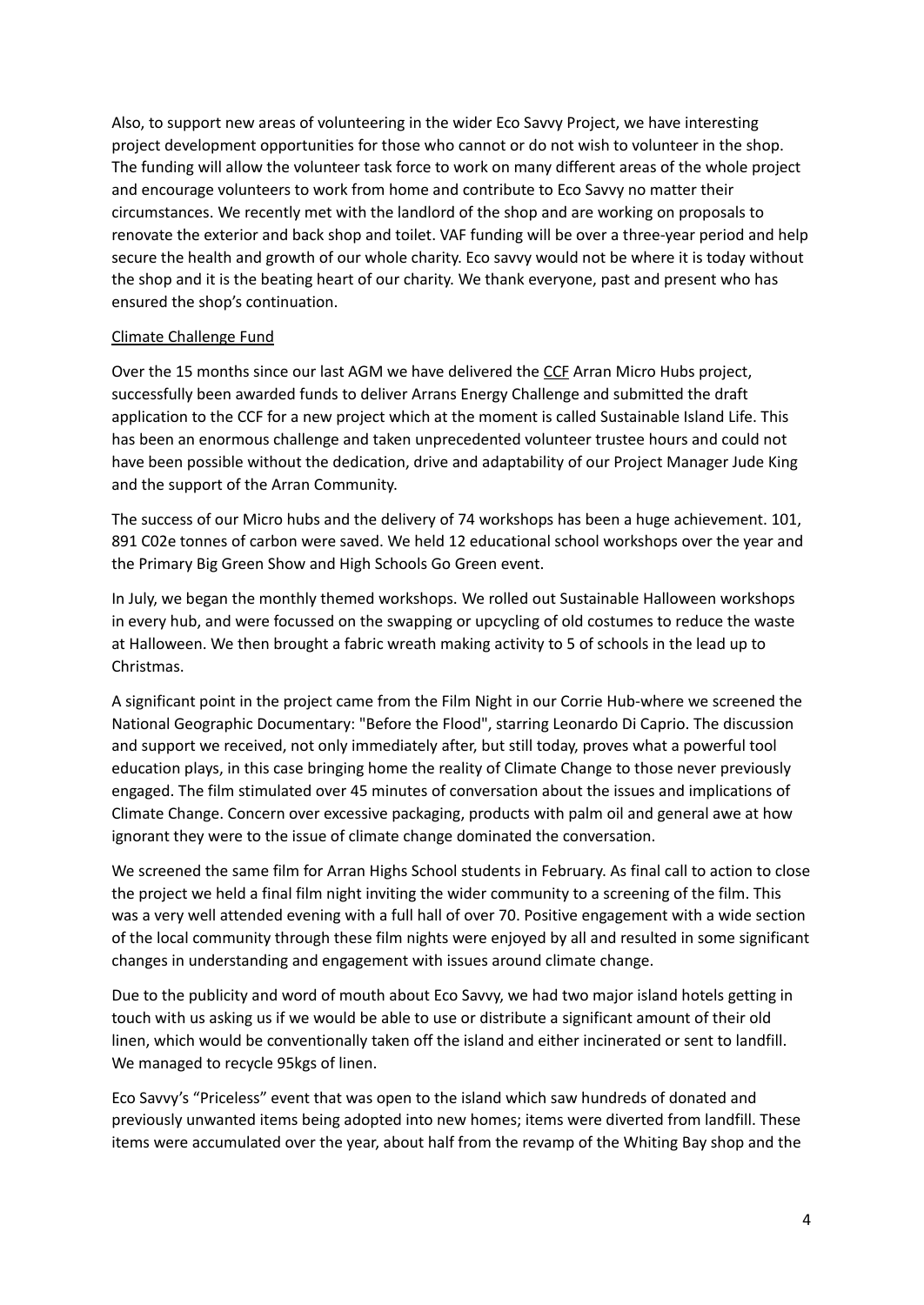Also, to support new areas of volunteering in the wider Eco Savvy Project, we have interesting project development opportunities for those who cannot or do not wish to volunteer in the shop. The funding will allow the volunteer task force to work on many different areas of the whole project and encourage volunteers to work from home and contribute to Eco Savvy no matter their circumstances. We recently met with the landlord of the shop and are working on proposals to renovate the exterior and back shop and toilet. VAF funding will be over a three-year period and help secure the health and growth of our whole charity. Eco savvy would not be where it is today without the shop and it is the beating heart of our charity. We thank everyone, past and present who has ensured the shop's continuation.

Climate Challenge Fund

Over the 15 months since our last AGM we have delivered the CCF Arran Micro Hubs project, successfully been awarded funds to deliver Arrans Energy Challenge and submitted the draft application to the CCF for a new project which at the moment is called Sustainable Island Life. This has been an enormous challenge and taken unprecedented volunteer trustee hours and could not have been possible without the dedication, drive and adaptability of our Project Manager Jude King and the support of the Arran Community.

The success of our Micro hubs and the delivery of 74 workshops has been a huge achievement. 101, 891 C02e tonnes of carbon were saved. We held 12 educational school workshops over the year and the Primary Big Green Show and High Schools Go Green event.

In July, we began the monthly themed workshops. We rolled out Sustainable Halloween workshops in every hub, and were focussed on the swapping or upcycling of old costumes to reduce the waste at Halloween. We then brought a fabric wreath making activity to 5 of schools in the lead up to Christmas.

A significant point in the project came from the Film Night in our Corrie Hub-where we screened the National Geographic Documentary: "Before the Flood", starring Leonardo Di Caprio. The discussion and support we received, not only immediately after, but still today, proves what a powerful tool education plays, in this case bringing home the reality of Climate Change to those never previously engaged. The film stimulated over 45 minutes of conversation about the issues and implications of Climate Change. Concern over excessive packaging, products with palm oil and general awe at how ignorant they were to the issue of climate change dominated the conversation.

We screened the same film for Arran Highs School students in February. As final call to action to close the project we held a final film night inviting the wider community to a screening of the film. This was a very well attended evening with a full hall of over 70. Positive engagement with a wide section of the local community through these film nights were enjoyed by all and resulted in some significant changes in understanding and engagement with issues around climate change.

Due to the publicity and word of mouth about Eco Savvy, we had two major island hotels getting in touch with us asking us if we would be able to use or distribute a significant amount of their old linen, which would be conventionally taken off the island and either incinerated or sent to landfill. We managed to recycle 95kgs of linen.

Eco Savvy's "Priceless" event that was open to the island which saw hundreds of donated and previously unwanted items being adopted into new homes; items were diverted from landfill. These items were accumulated over the year, about half from the revamp of the Whiting Bay shop and the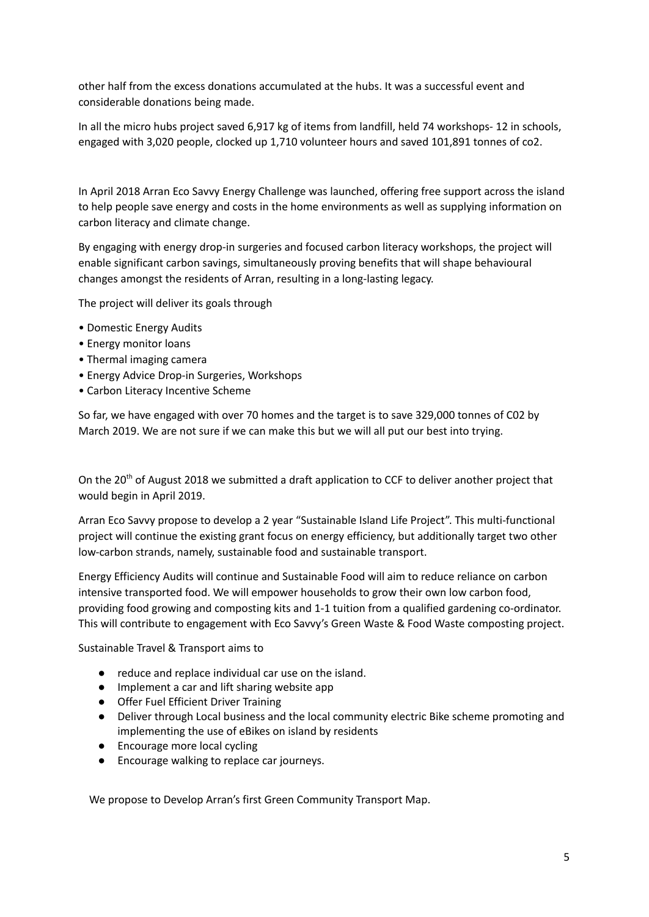other half from the excess donations accumulated at the hubs. It was a successful event and considerable donations being made.

In all the micro hubs project saved 6,917 kg of items from landfill, held 74 workshops- 12 in schools, engaged with 3,020 people, clocked up 1,710 volunteer hours and saved 101,891 tonnes of co2.

In April 2018 Arran Eco Savvy Energy Challenge was launched, offering free support across the island to help people save energy and costs in the home environments as well as supplying information on carbon literacy and climate change.

By engaging with energy drop-in surgeries and focused carbon literacy workshops, the project will enable significant carbon savings, simultaneously proving benefits that will shape behavioural changes amongst the residents of Arran, resulting in a long-lasting legacy.

The project will deliver its goals through

- Domestic Energy Audits
- Energy monitor loans
- Thermal imaging camera
- Energy Advice Drop-in Surgeries, Workshops
- Carbon Literacy Incentive Scheme

So far, we have engaged with over 70 homes and the target is to save 329,000 tonnes of C02 by March 2019. We are not sure if we can make this but we will all put our best into trying.

On the 20th of August 2018 we submitted a draft application to CCF to deliver another project that would begin in April 2019.

Arran Eco Savvy propose to develop a 2 year "Sustainable Island Life Project". This multi-functional project will continue the existing grant focus on energy efficiency, but additionally target two other low-carbon strands, namely, sustainable food and sustainable transport.

Energy Efficiency Audits will continue and Sustainable Food will aim to reduce reliance on carbon intensive transported food. We will empower households to grow their own low carbon food, providing food growing and composting kits and 1-1 tuition from a qualified gardening co-ordinator. This will contribute to engagement with Eco Savvy's Green Waste & Food Waste composting project.

Sustainable Travel & Transport aims to

- reduce and replace individual car use on the island.
- Implement a car and lift sharing website app
- Offer Fuel Efficient Driver Training
- Deliver through Local business and the local community electric Bike scheme promoting and implementing the use of eBikes on island by residents
- Encourage more local cycling
- Encourage walking to replace car journeys.

We propose to Develop Arran's first Green Community Transport Map.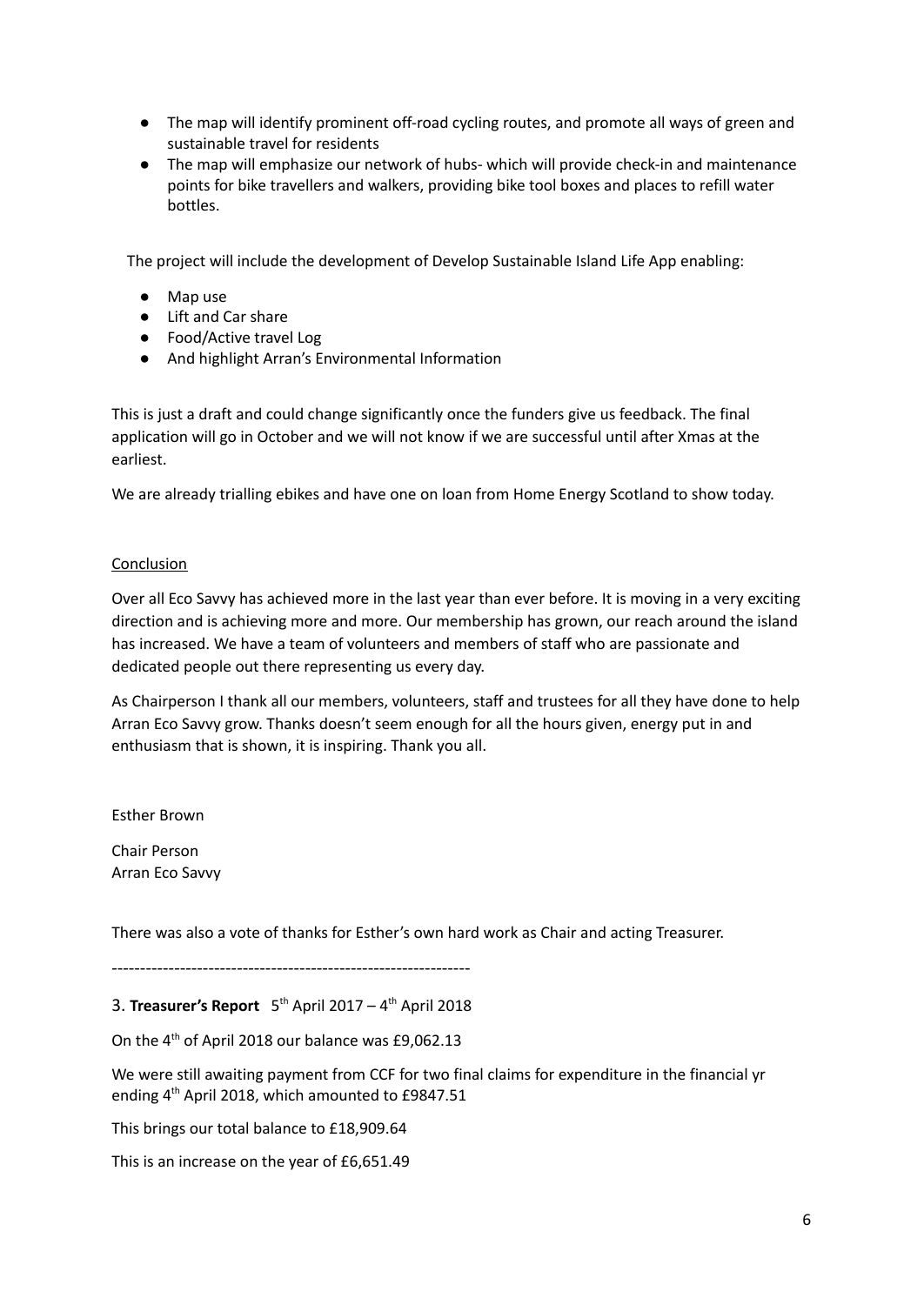- The map will identify prominent off-road cycling routes, and promote all ways of green and sustainable travel for residents
- The map will emphasize our network of hubs- which will provide check-in and maintenance points for bike travellers and walkers, providing bike tool boxes and places to refill water bottles.

The project will include the development of Develop Sustainable Island Life App enabling:

- Map use
- Lift and Car share
- Food/Active travel Log
- And highlight Arran's Environmental Information

This is just a draft and could change significantly once the funders give us feedback. The final application will go in October and we will not know if we are successful until after Xmas at the earliest.

We are already trialling ebikes and have one on loan from Home Energy Scotland to show today.

Conclusion

Over all Eco Savvy has achieved more in the last year than ever before. It is moving in a very exciting direction and is achieving more and more. Our membership has grown, our reach around the island has increased. We have a team of volunteers and members of staff who are passionate and dedicated people out there representing us every day.

As Chairperson I thank all our members, volunteers, staff and trustees for all they have done to help Arran Eco Savvy grow. Thanks doesn't seem enough for all the hours given, energy put in and enthusiasm that is shown, it is inspiring. Thank you all.

Esther Brown

Chair Person
Arran Eco Savvy

There was also a vote of thanks for Esther's own hard work as Chair and acting Treasurer.

---------------------------------------------------------------

3. **Treasurer's Report** 5th April 2017 – 4th April 2018

On the 4th of April 2018 our balance was £9,062.13

We were still awaiting payment from CCF for two final claims for expenditure in the financial yr ending 4th April 2018, which amounted to £9847.51

This brings our total balance to £18,909.64

This is an increase on the year of £6,651.49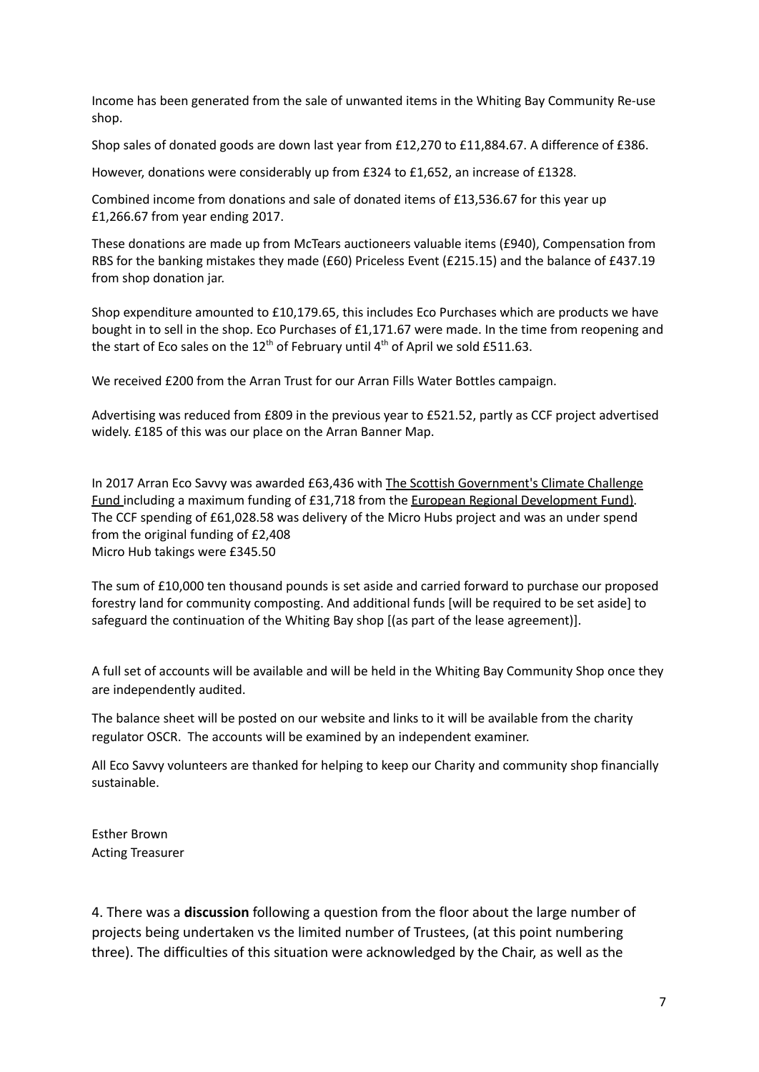Income has been generated from the sale of unwanted items in the Whiting Bay Community Re-use shop.

Shop sales of donated goods are down last year from £12,270 to £11,884.67. A difference of £386.

However, donations were considerably up from £324 to £1,652, an increase of £1328.

Combined income from donations and sale of donated items of £13,536.67 for this year up £1,266.67 from year ending 2017.

These donations are made up from McTears auctioneers valuable items (£940), Compensation from RBS for the banking mistakes they made (£60) Priceless Event (£215.15) and the balance of £437.19 from shop donation jar.

Shop expenditure amounted to £10,179.65, this includes Eco Purchases which are products we have bought in to sell in the shop. Eco Purchases of £1,171.67 were made. In the time from reopening and the start of Eco sales on the 12th of February until 4th of April we sold £511.63.

We received £200 from the Arran Trust for our Arran Fills Water Bottles campaign.

Advertising was reduced from £809 in the previous year to £521.52, partly as CCF project advertised widely. £185 of this was our place on the Arran Banner Map.

In 2017 Arran Eco Savvy was awarded £63,436 with The Scottish Government's Climate Challenge Fund including a maximum funding of £31,718 from the European Regional Development Fund).
The CCF spending of £61,028.58 was delivery of the Micro Hubs project and was an under spend from the original funding of £2,408
Micro Hub takings were £345.50

The sum of £10,000 ten thousand pounds is set aside and carried forward to purchase our proposed forestry land for community composting. And additional funds [will be required to be set aside] to safeguard the continuation of the Whiting Bay shop [(as part of the lease agreement)].

A full set of accounts will be available and will be held in the Whiting Bay Community Shop once they are independently audited.

The balance sheet will be posted on our website and links to it will be available from the charity regulator OSCR. The accounts will be examined by an independent examiner.

All Eco Savvy volunteers are thanked for helping to keep our Charity and community shop financially sustainable.

Esther Brown
Acting Treasurer

4. There was a **discussion** following a question from the floor about the large number of projects being undertaken vs the limited number of Trustees, (at this point numbering three). The difficulties of this situation were acknowledged by the Chair, as well as the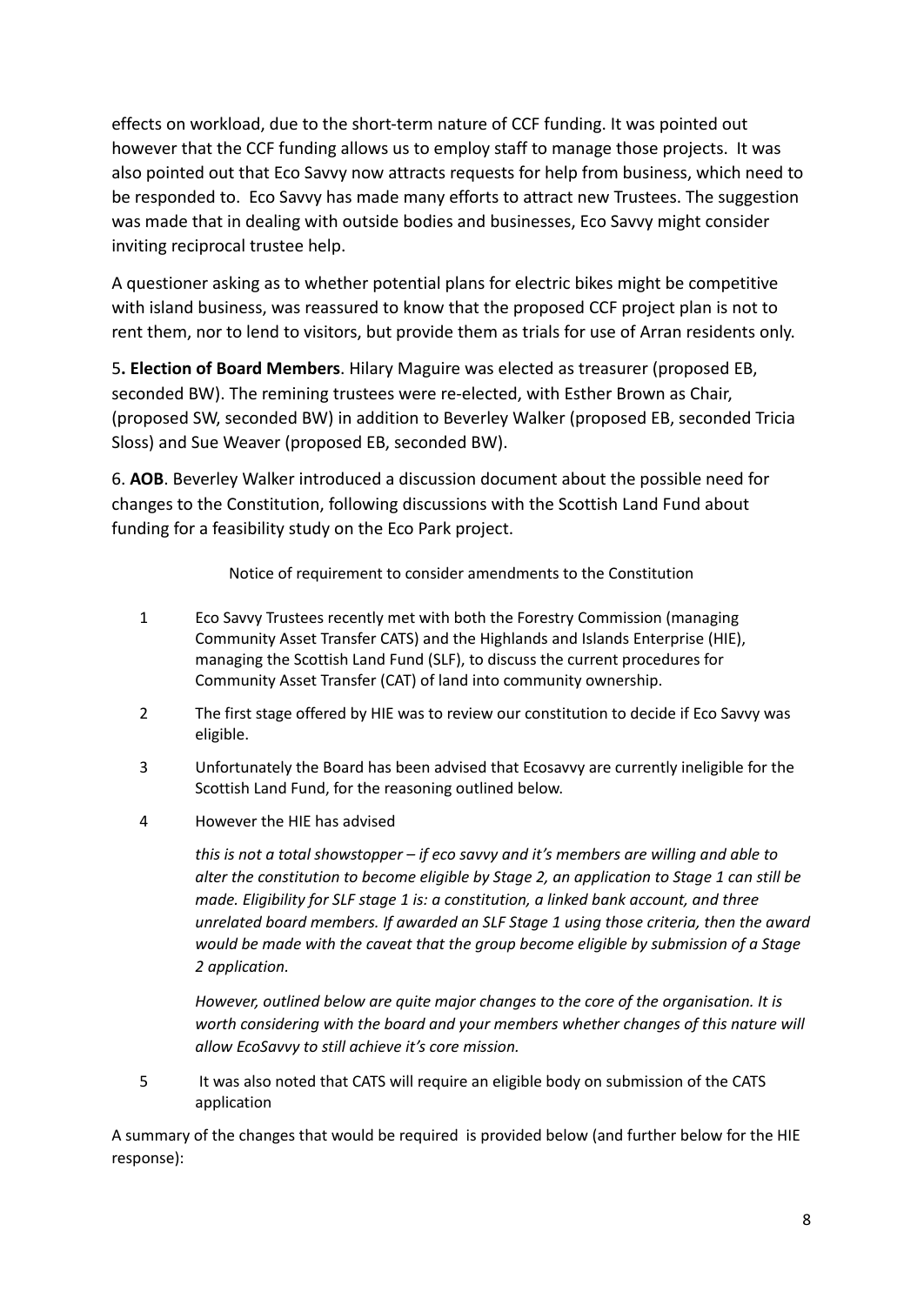effects on workload, due to the short-term nature of CCF funding. It was pointed out however that the CCF funding allows us to employ staff to manage those projects. It was also pointed out that Eco Savvy now attracts requests for help from business, which need to be responded to. Eco Savvy has made many efforts to attract new Trustees. The suggestion was made that in dealing with outside bodies and businesses, Eco Savvy might consider inviting reciprocal trustee help.

A questioner asking as to whether potential plans for electric bikes might be competitive with island business, was reassured to know that the proposed CCF project plan is not to rent them, nor to lend to visitors, but provide them as trials for use of Arran residents only.

5**. Election of Board Members**. Hilary Maguire was elected as treasurer (proposed EB, seconded BW). The remining trustees were re-elected, with Esther Brown as Chair, (proposed SW, seconded BW) in addition to Beverley Walker (proposed EB, seconded Tricia Sloss) and Sue Weaver (proposed EB, seconded BW).

6. **AOB**. Beverley Walker introduced a discussion document about the possible need for changes to the Constitution, following discussions with the Scottish Land Fund about funding for a feasibility study on the Eco Park project.

Notice of requirement to consider amendments to the Constitution

1. Eco Savvy Trustees recently met with both the Forestry Commission (managing Community Asset Transfer CATS) and the Highlands and Islands Enterprise (HIE), managing the Scottish Land Fund (SLF), to discuss the current procedures for Community Asset Transfer (CAT) of land into community ownership.

2. The first stage offered by HIE was to review our constitution to decide if Eco Savvy was eligible.

3. Unfortunately the Board has been advised that Ecosavvy are currently ineligible for the Scottish Land Fund, for the reasoning outlined below.

4. However the HIE has advised

   *this is not a total showstopper – if eco savvy and it's members are willing and able to alter the constitution to become eligible by Stage 2, an application to Stage 1 can still be made. Eligibility for SLF stage 1 is: a constitution, a linked bank account, and three unrelated board members. If awarded an SLF Stage 1 using those criteria, then the award would be made with the caveat that the group become eligible by submission of a Stage 2 application.*

   *However, outlined below are quite major changes to the core of the organisation. It is worth considering with the board and your members whether changes of this nature will allow EcoSavvy to still achieve it's core mission.*

5. It was also noted that CATS will require an eligible body on submission of the CATS application

A summary of the changes that would be required is provided below (and further below for the HIE response):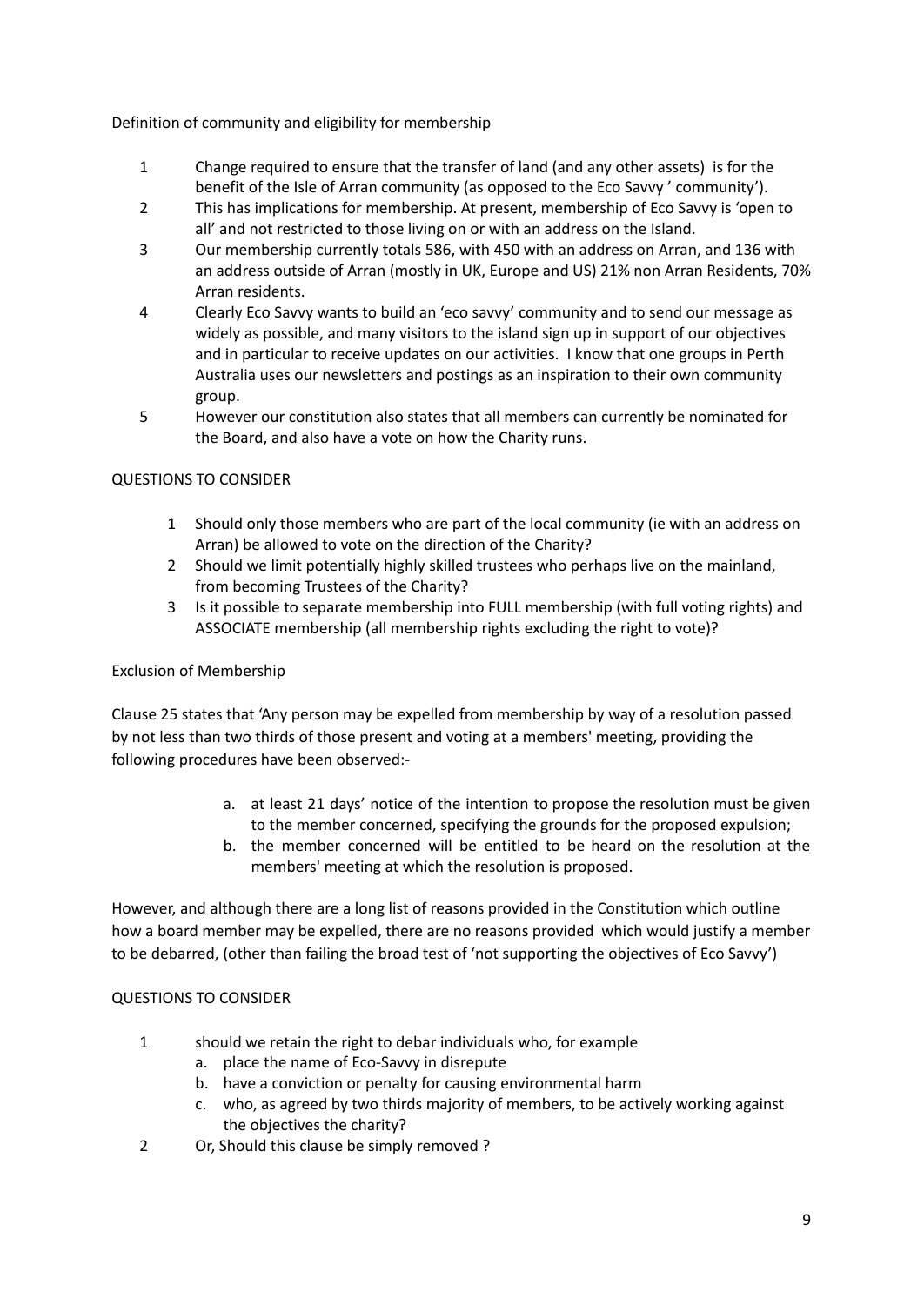Definition of community and eligibility for membership

1. Change required to ensure that the transfer of land (and any other assets) is for the benefit of the Isle of Arran community (as opposed to the Eco Savvy ' community').
2. This has implications for membership. At present, membership of Eco Savvy is 'open to all' and not restricted to those living on or with an address on the Island.
3. Our membership currently totals 586, with 450 with an address on Arran, and 136 with an address outside of Arran (mostly in UK, Europe and US) 21% non Arran Residents, 70% Arran residents.
4. Clearly Eco Savvy wants to build an 'eco savvy' community and to send our message as widely as possible, and many visitors to the island sign up in support of our objectives and in particular to receive updates on our activities. I know that one groups in Perth Australia uses our newsletters and postings as an inspiration to their own community group.
5. However our constitution also states that all members can currently be nominated for the Board, and also have a vote on how the Charity runs.

QUESTIONS TO CONSIDER

1. Should only those members who are part of the local community (ie with an address on Arran) be allowed to vote on the direction of the Charity?
2. Should we limit potentially highly skilled trustees who perhaps live on the mainland, from becoming Trustees of the Charity?
3. Is it possible to separate membership into FULL membership (with full voting rights) and ASSOCIATE membership (all membership rights excluding the right to vote)?

Exclusion of Membership

Clause 25 states that 'Any person may be expelled from membership by way of a resolution passed by not less than two thirds of those present and voting at a members' meeting, providing the following procedures have been observed:-

a. at least 21 days' notice of the intention to propose the resolution must be given to the member concerned, specifying the grounds for the proposed expulsion;
b. the member concerned will be entitled to be heard on the resolution at the members' meeting at which the resolution is proposed.

However, and although there are a long list of reasons provided in the Constitution which outline how a board member may be expelled, there are no reasons provided which would justify a member to be debarred, (other than failing the broad test of 'not supporting the objectives of Eco Savvy')

QUESTIONS TO CONSIDER

1. should we retain the right to debar individuals who, for example
   a. place the name of Eco-Savvy in disrepute
   b. have a conviction or penalty for causing environmental harm
   c. who, as agreed by two thirds majority of members, to be actively working against the objectives the charity?
2. Or, Should this clause be simply removed ?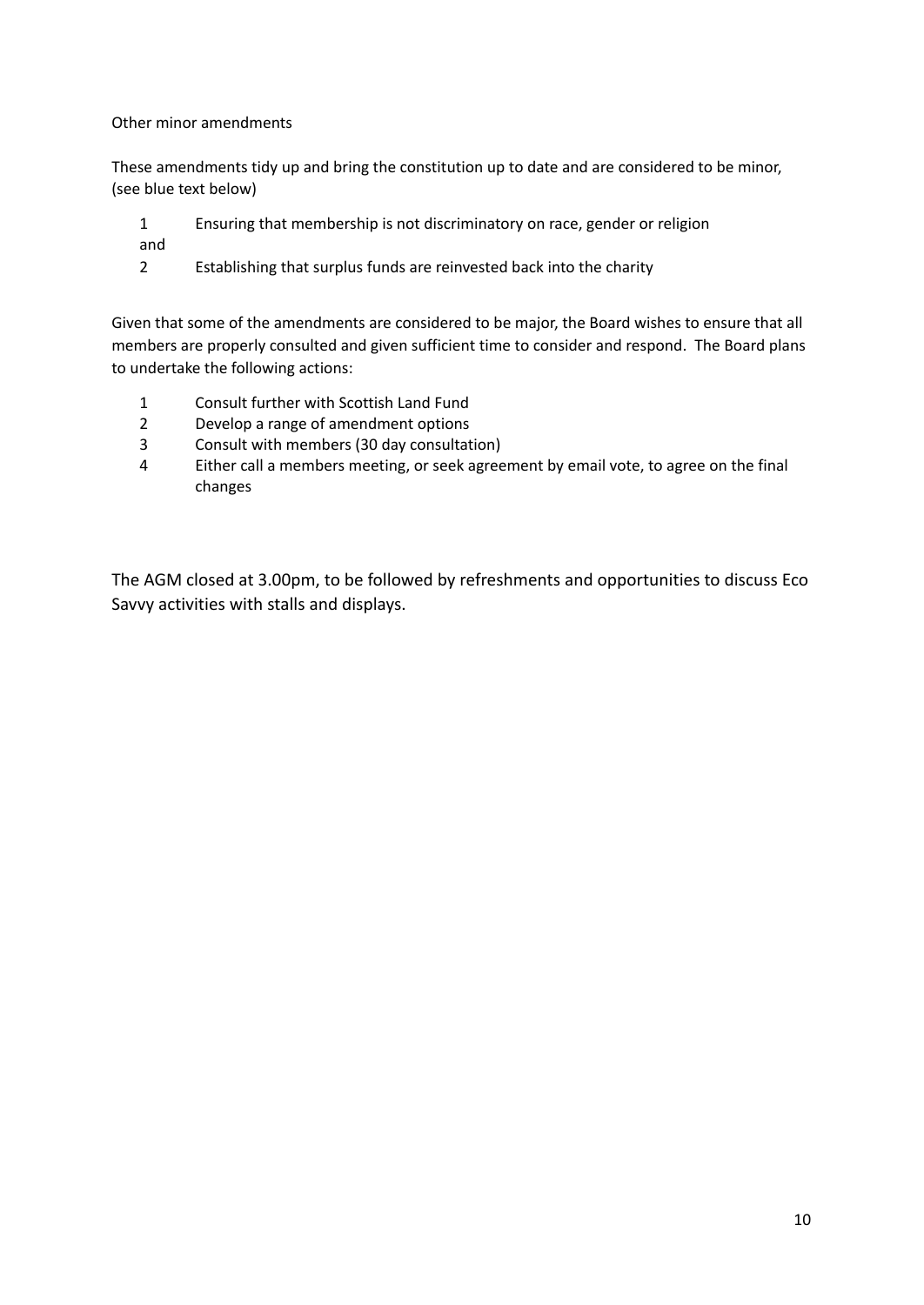Other minor amendments

These amendments tidy up and bring the constitution up to date and are considered to be minor, (see blue text below)

1 Ensuring that membership is not discriminatory on race, gender or religion

and

2 Establishing that surplus funds are reinvested back into the charity

Given that some of the amendments are considered to be major, the Board wishes to ensure that all members are properly consulted and given sufficient time to consider and respond. The Board plans to undertake the following actions:

1. Consult further with Scottish Land Fund
2. Develop a range of amendment options
3. Consult with members (30 day consultation)
4. Either call a members meeting, or seek agreement by email vote, to agree on the final changes

The AGM closed at 3.00pm, to be followed by refreshments and opportunities to discuss Eco Savvy activities with stalls and displays.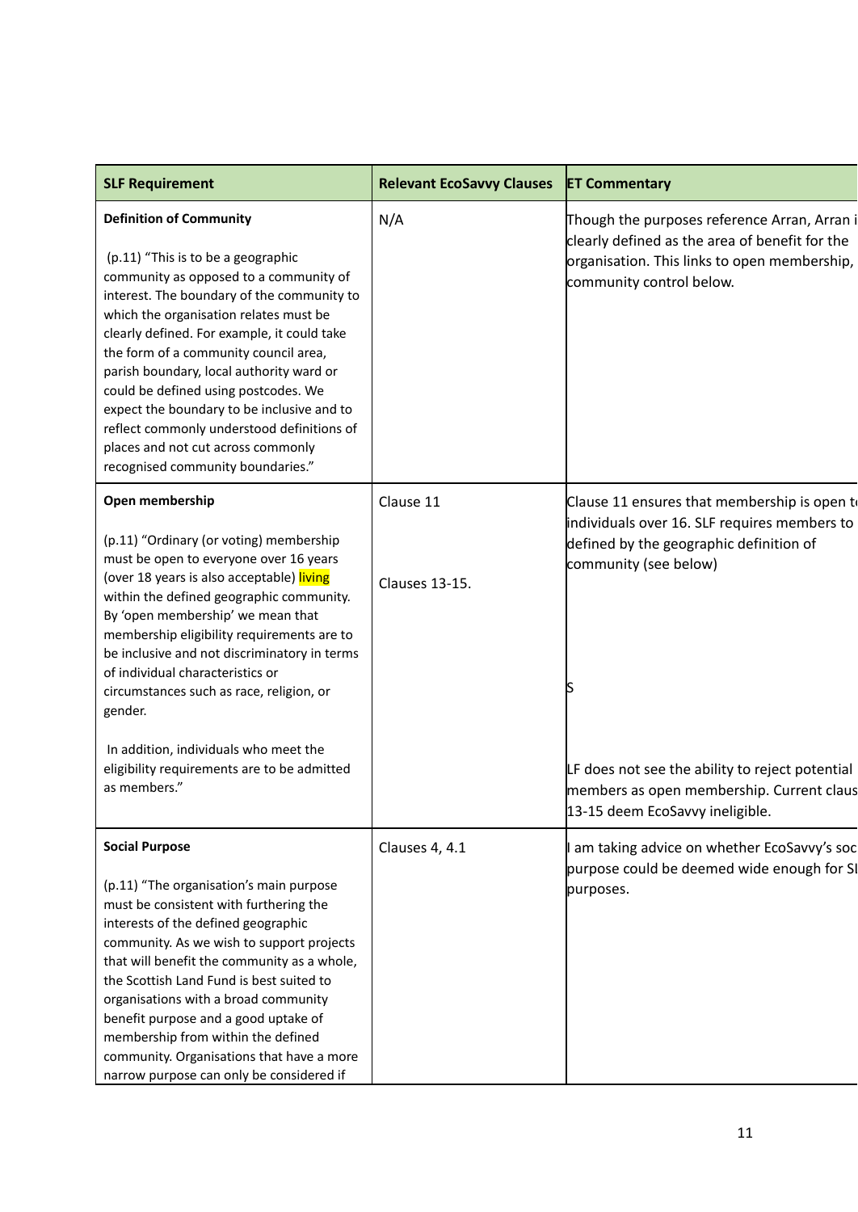| SLF Requirement | Relevant EcoSavvy Clauses | ET Commentary |
|---|---|---|
| **Definition of Community**<br><br>(p.11) "This is to be a geographic community as opposed to a community of interest. The boundary of the community to which the organisation relates must be clearly defined. For example, it could take the form of a community council area, parish boundary, local authority ward or could be defined using postcodes. We expect the boundary to be inclusive and to reflect commonly understood definitions of places and not cut across commonly recognised community boundaries." | N/A | Though the purposes reference Arran, Arran i clearly defined as the area of benefit for the organisation. This links to open membership, community control below. |
| **Open membership**<br><br>(p.11) "Ordinary (or voting) membership must be open to everyone over 16 years (over 18 years is also acceptable) living within the defined geographic community. By 'open membership' we mean that membership eligibility requirements are to be inclusive and not discriminatory in terms of individual characteristics or circumstances such as race, religion, or gender.<br><br>In addition, individuals who meet the eligibility requirements are to be admitted as members." | Clause 11<br><br>Clauses 13-15. | Clause 11 ensures that membership is open t individuals over 16. SLF requires members to defined by the geographic definition of community (see below)<br><br>S<br><br>LF does not see the ability to reject potential members as open membership. Current claus 13-15 deem EcoSavvy ineligible. |
| **Social Purpose**<br><br>(p.11) "The organisation's main purpose must be consistent with furthering the interests of the defined geographic community. As we wish to support projects that will benefit the community as a whole, the Scottish Land Fund is best suited to organisations with a broad community benefit purpose and a good uptake of membership from within the defined community. Organisations that have a more narrow purpose can only be considered if | Clauses 4, 4.1 | I am taking advice on whether EcoSavvy's soc purpose could be deemed wide enough for SI purposes. |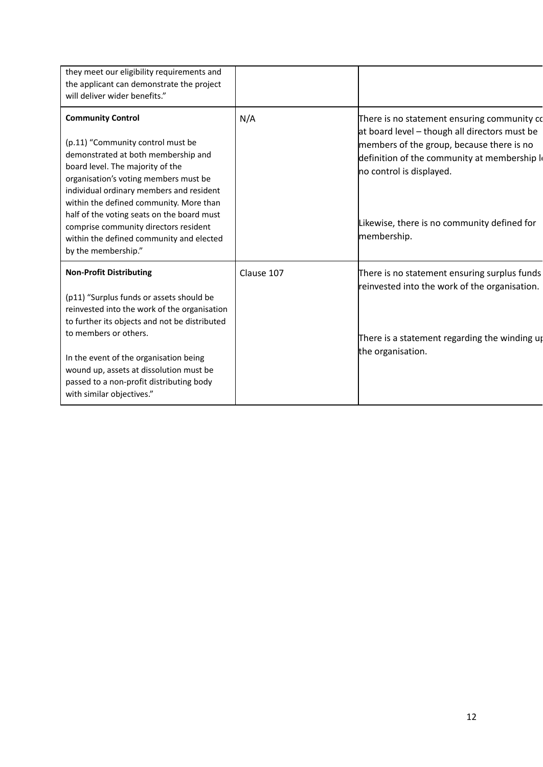| | | |
|---|---|---|
| they meet our eligibility requirements and the applicant can demonstrate the project will deliver wider benefits." | | |
| **Community Control**<br><br>(p.11) "Community control must be demonstrated at both membership and board level. The majority of the organisation's voting members must be individual ordinary members and resident within the defined community. More than half of the voting seats on the board must comprise community directors resident within the defined community and elected by the membership." | N/A | There is no statement ensuring community co at board level – though all directors must be members of the group, because there is no definition of the community at membership l no control is displayed.<br><br>Likewise, there is no community defined for membership. |
| **Non-Profit Distributing**<br><br>(p11) "Surplus funds or assets should be reinvested into the work of the organisation to further its objects and not be distributed to members or others.<br><br>In the event of the organisation being wound up, assets at dissolution must be passed to a non-profit distributing body with similar objectives." | Clause 107 | There is no statement ensuring surplus funds reinvested into the work of the organisation.<br><br>There is a statement regarding the winding up the organisation. |